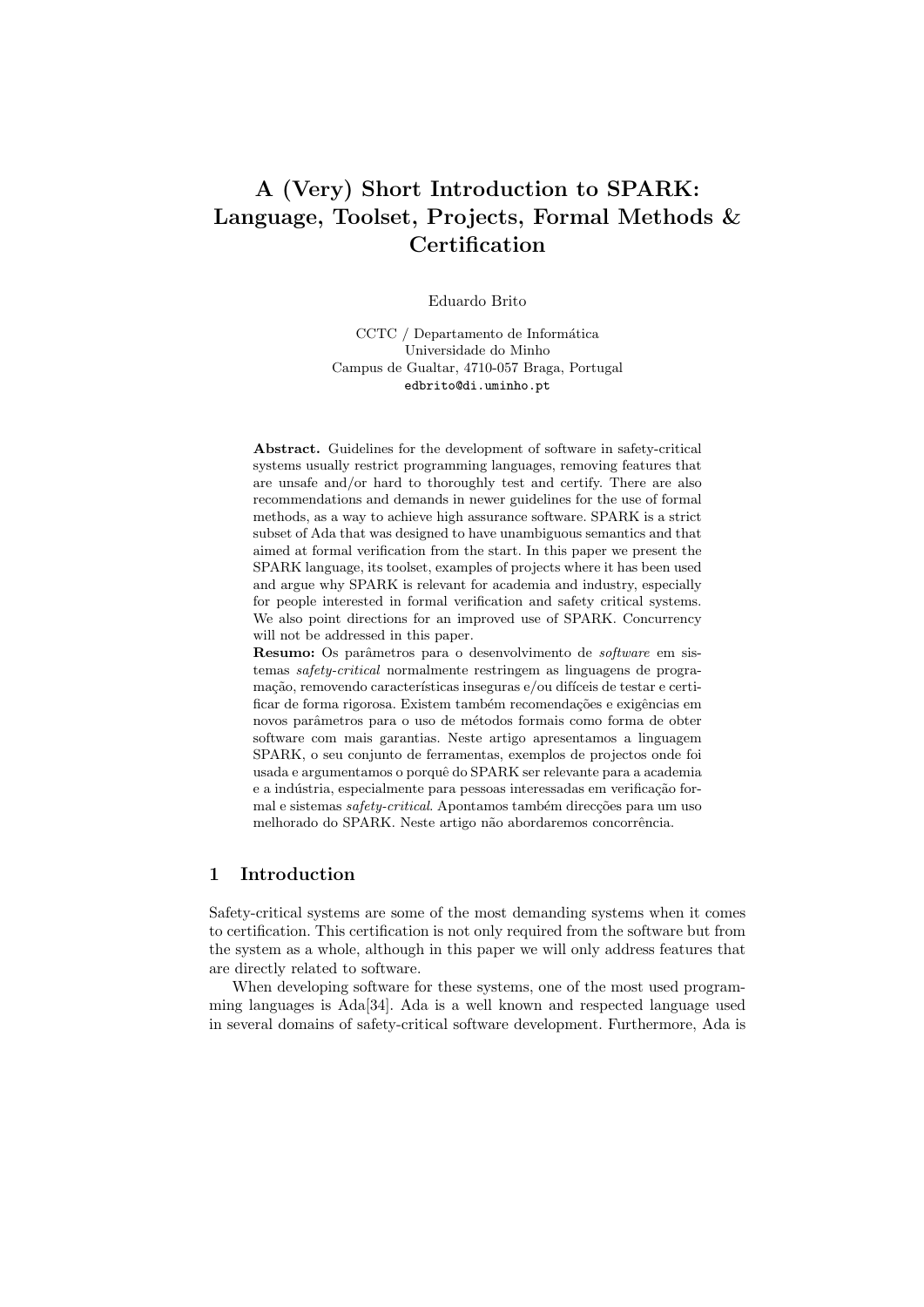# A (Very) Short Introduction to SPARK: Language, Toolset, Projects, Formal Methods & Certification

Eduardo Brito

CCTC / Departamento de Informática
Universidade do Minho
Campus de Gualtar, 4710-057 Braga, Portugal
edbrito@di.uminho.pt

**Abstract.** Guidelines for the development of software in safety-critical systems usually restrict programming languages, removing features that are unsafe and/or hard to thoroughly test and certify. There are also recommendations and demands in newer guidelines for the use of formal methods, as a way to achieve high assurance software. SPARK is a strict subset of Ada that was designed to have unambiguous semantics and that aimed at formal verification from the start. In this paper we present the SPARK language, its toolset, examples of projects where it has been used and argue why SPARK is relevant for academia and industry, especially for people interested in formal verification and safety critical systems. We also point directions for an improved use of SPARK. Concurrency will not be addressed in this paper.

**Resumo:** Os parâmetros para o desenvolvimento de *software* em sistemas *safety-critical* normalmente restringem as linguagens de programação, removendo características inseguras e/ou difíceis de testar e certificar de forma rigorosa. Existem também recomendações e exigências em novos parâmetros para o uso de métodos formais como forma de obter software com mais garantias. Neste artigo apresentamos a linguagem SPARK, o seu conjunto de ferramentas, exemplos de projectos onde foi usada e argumentamos o porquê do SPARK ser relevante para a academia e a indústria, especialmente para pessoas interessadas em verificação formal e sistemas *safety-critical*. Apontamos também direcções para um uso melhorado do SPARK. Neste artigo não abordaremos concorrência.

## 1 Introduction

Safety-critical systems are some of the most demanding systems when it comes to certification. This certification is not only required from the software but from the system as a whole, although in this paper we will only address features that are directly related to software.

When developing software for these systems, one of the most used programming languages is Ada[34]. Ada is a well known and respected language used in several domains of safety-critical software development. Furthermore, Ada is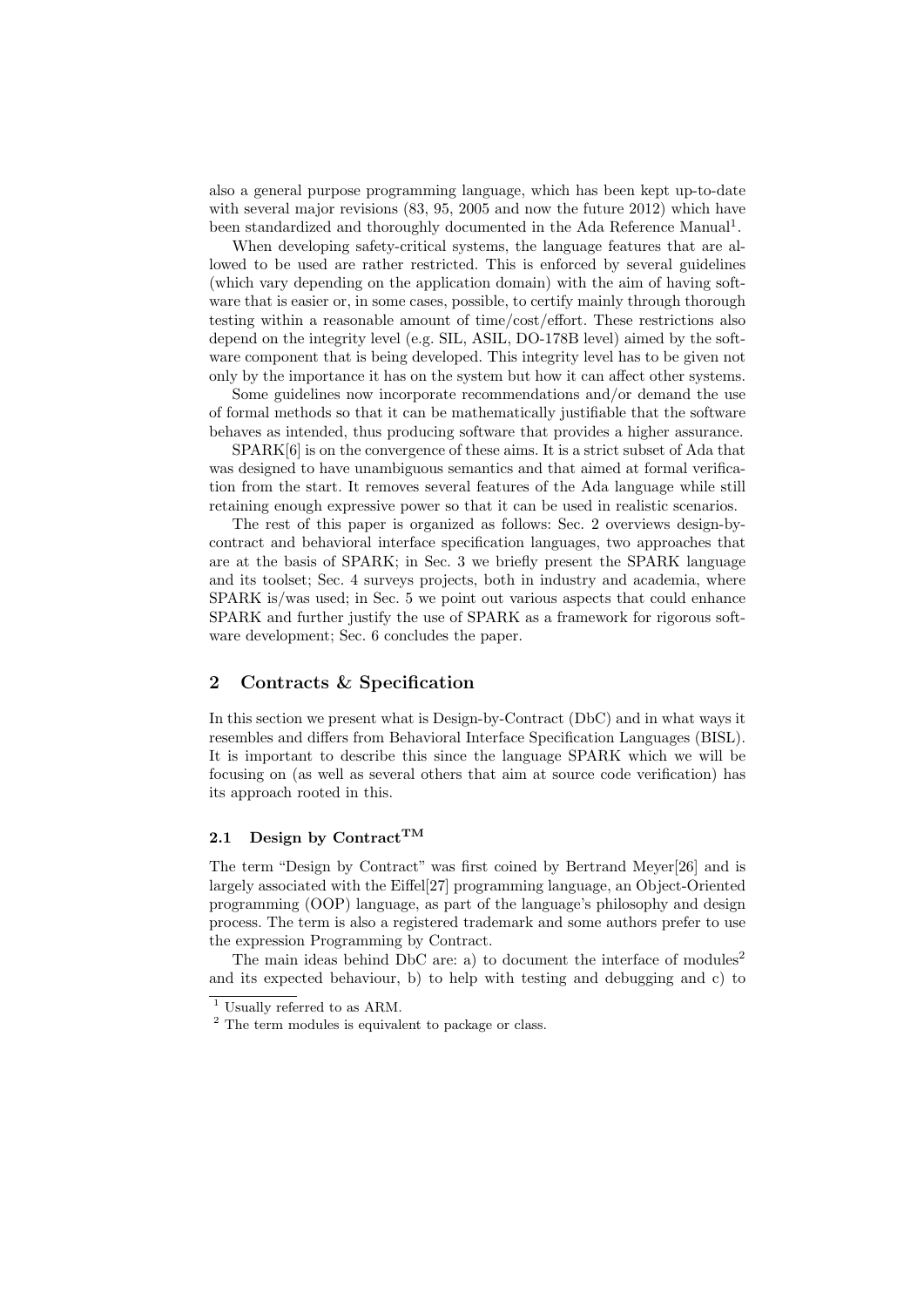also a general purpose programming language, which has been kept up-to-date with several major revisions (83, 95, 2005 and now the future 2012) which have been standardized and thoroughly documented in the Ada Reference Manual[1].

When developing safety-critical systems, the language features that are allowed to be used are rather restricted. This is enforced by several guidelines (which vary depending on the application domain) with the aim of having software that is easier or, in some cases, possible, to certify mainly through thorough testing within a reasonable amount of time/cost/effort. These restrictions also depend on the integrity level (e.g. SIL, ASIL, DO-178B level) aimed by the software component that is being developed. This integrity level has to be given not only by the importance it has on the system but how it can affect other systems.

Some guidelines now incorporate recommendations and/or demand the use of formal methods so that it can be mathematically justifiable that the software behaves as intended, thus producing software that provides a higher assurance.

SPARK[6] is on the convergence of these aims. It is a strict subset of Ada that was designed to have unambiguous semantics and that aimed at formal verification from the start. It removes several features of the Ada language while still retaining enough expressive power so that it can be used in realistic scenarios.

The rest of this paper is organized as follows: Sec. 2 overviews design-by-contract and behavioral interface specification languages, two approaches that are at the basis of SPARK; in Sec. 3 we briefly present the SPARK language and its toolset; Sec. 4 surveys projects, both in industry and academia, where SPARK is/was used; in Sec. 5 we point out various aspects that could enhance SPARK and further justify the use of SPARK as a framework for rigorous software development; Sec. 6 concludes the paper.

## 2 Contracts & Specification

In this section we present what is Design-by-Contract (DbC) and in what ways it resembles and differs from Behavioral Interface Specification Languages (BISL). It is important to describe this since the language SPARK which we will be focusing on (as well as several others that aim at source code verification) has its approach rooted in this.

### 2.1 Design by Contract™

The term "Design by Contract" was first coined by Bertrand Meyer[26] and is largely associated with the Eiffel[27] programming language, an Object-Oriented programming (OOP) language, as part of the language's philosophy and design process. The term is also a registered trademark and some authors prefer to use the expression Programming by Contract.

The main ideas behind DbC are: a) to document the interface of modules[2] and its expected behaviour, b) to help with testing and debugging and c) to

---

[1] Usually referred to as ARM.

[2] The term modules is equivalent to package or class.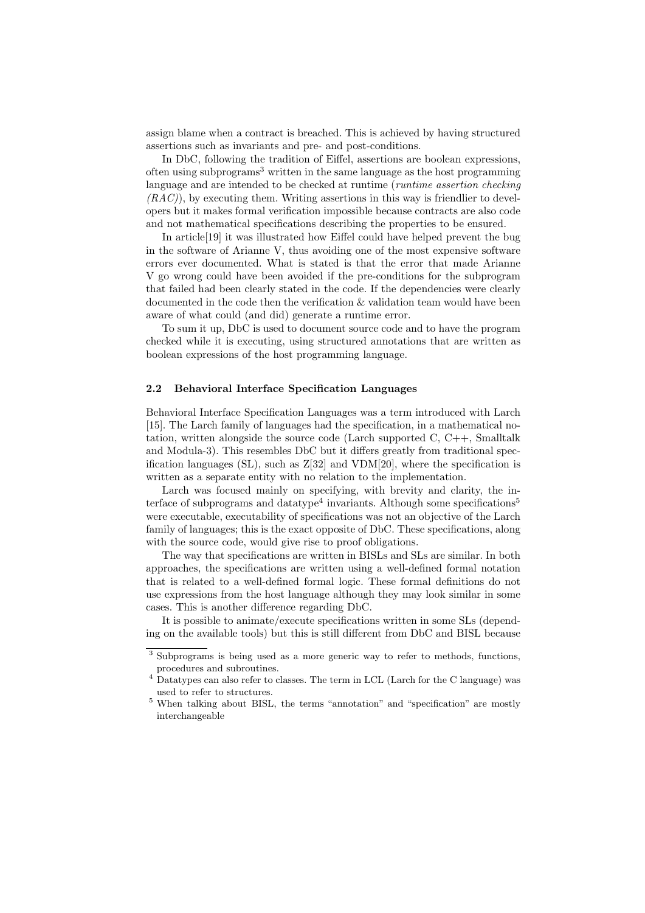assign blame when a contract is breached. This is achieved by having structured assertions such as invariants and pre- and post-conditions.

In DbC, following the tradition of Eiffel, assertions are boolean expressions, often using subprograms[3] written in the same language as the host programming language and are intended to be checked at runtime (*runtime assertion checking (RAC)*), by executing them. Writing assertions in this way is friendlier to developers but it makes formal verification impossible because contracts are also code and not mathematical specifications describing the properties to be ensured.

In article[19] it was illustrated how Eiffel could have helped prevent the bug in the software of Arianne V, thus avoiding one of the most expensive software errors ever documented. What is stated is that the error that made Arianne V go wrong could have been avoided if the pre-conditions for the subprogram that failed had been clearly stated in the code. If the dependencies were clearly documented in the code then the verification & validation team would have been aware of what could (and did) generate a runtime error.

To sum it up, DbC is used to document source code and to have the program checked while it is executing, using structured annotations that are written as boolean expressions of the host programming language.

### 2.2 Behavioral Interface Specification Languages

Behavioral Interface Specification Languages was a term introduced with Larch [15]. The Larch family of languages had the specification, in a mathematical notation, written alongside the source code (Larch supported C, C++, Smalltalk and Modula-3). This resembles DbC but it differs greatly from traditional specification languages (SL), such as Z[32] and VDM[20], where the specification is written as a separate entity with no relation to the implementation.

Larch was focused mainly on specifying, with brevity and clarity, the interface of subprograms and datatype[4] invariants. Although some specifications[5] were executable, executability of specifications was not an objective of the Larch family of languages; this is the exact opposite of DbC. These specifications, along with the source code, would give rise to proof obligations.

The way that specifications are written in BISLs and SLs are similar. In both approaches, the specifications are written using a well-defined formal notation that is related to a well-defined formal logic. These formal definitions do not use expressions from the host language although they may look similar in some cases. This is another difference regarding DbC.

It is possible to animate/execute specifications written in some SLs (depending on the available tools) but this is still different from DbC and BISL because

---

[3] Subprograms is being used as a more generic way to refer to methods, functions, procedures and subroutines.

[4] Datatypes can also refer to classes. The term in LCL (Larch for the C language) was used to refer to structures.

[5] When talking about BISL, the terms "annotation" and "specification" are mostly interchangeable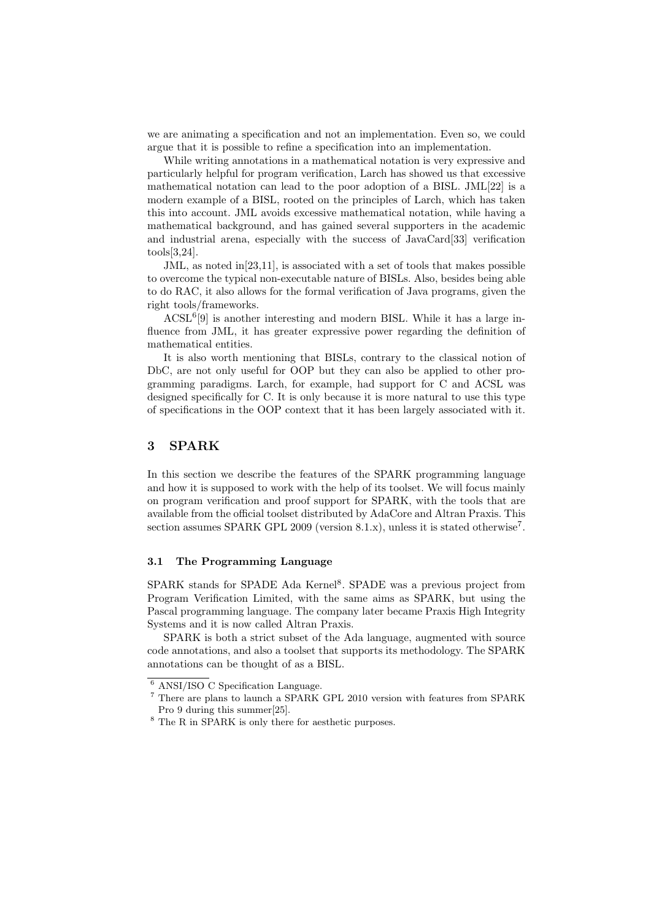we are animating a specification and not an implementation. Even so, we could argue that it is possible to refine a specification into an implementation.

While writing annotations in a mathematical notation is very expressive and particularly helpful for program verification, Larch has showed us that excessive mathematical notation can lead to the poor adoption of a BISL. JML[22] is a modern example of a BISL, rooted on the principles of Larch, which has taken this into account. JML avoids excessive mathematical notation, while having a mathematical background, and has gained several supporters in the academic and industrial arena, especially with the success of JavaCard[33] verification tools[3,24].

JML, as noted in[23,11], is associated with a set of tools that makes possible to overcome the typical non-executable nature of BISLs. Also, besides being able to do RAC, it also allows for the formal verification of Java programs, given the right tools/frameworks.

ACSL[6][9] is another interesting and modern BISL. While it has a large influence from JML, it has greater expressive power regarding the definition of mathematical entities.

It is also worth mentioning that BISLs, contrary to the classical notion of DbC, are not only useful for OOP but they can also be applied to other programming paradigms. Larch, for example, had support for C and ACSL was designed specifically for C. It is only because it is more natural to use this type of specifications in the OOP context that it has been largely associated with it.

## 3 SPARK

In this section we describe the features of the SPARK programming language and how it is supposed to work with the help of its toolset. We will focus mainly on program verification and proof support for SPARK, with the tools that are available from the official toolset distributed by AdaCore and Altran Praxis. This section assumes SPARK GPL 2009 (version 8.1.x), unless it is stated otherwise[7].

### 3.1 The Programming Language

SPARK stands for SPADE Ada Kernel[8]. SPADE was a previous project from Program Verification Limited, with the same aims as SPARK, but using the Pascal programming language. The company later became Praxis High Integrity Systems and it is now called Altran Praxis.

SPARK is both a strict subset of the Ada language, augmented with source code annotations, and also a toolset that supports its methodology. The SPARK annotations can be thought of as a BISL.

---

[6] ANSI/ISO C Specification Language.

[7] There are plans to launch a SPARK GPL 2010 version with features from SPARK Pro 9 during this summer[25].

[8] The R in SPARK is only there for aesthetic purposes.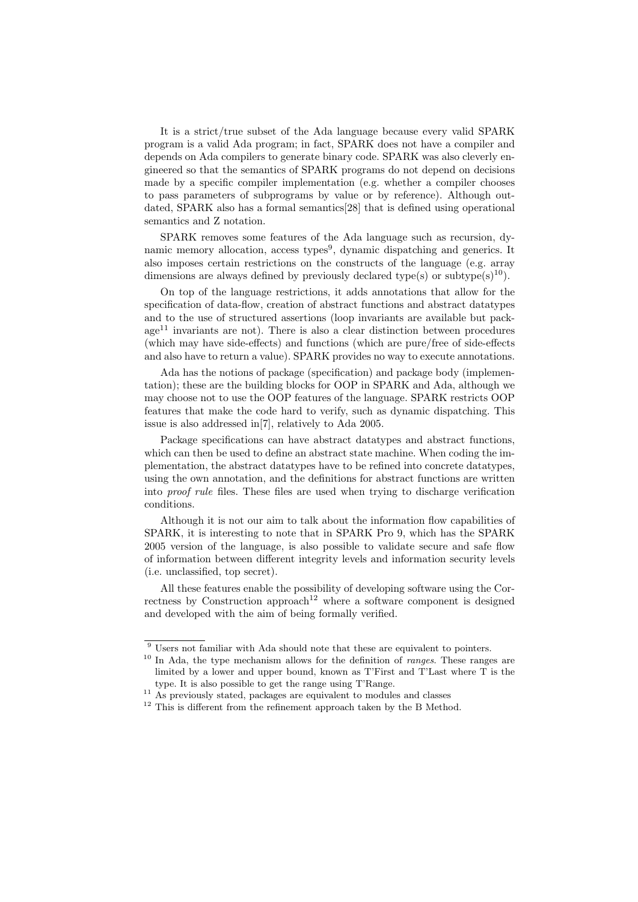It is a strict/true subset of the Ada language because every valid SPARK program is a valid Ada program; in fact, SPARK does not have a compiler and depends on Ada compilers to generate binary code. SPARK was also cleverly engineered so that the semantics of SPARK programs do not depend on decisions made by a specific compiler implementation (e.g. whether a compiler chooses to pass parameters of subprograms by value or by reference). Although outdated, SPARK also has a formal semantics[28] that is defined using operational semantics and Z notation.

SPARK removes some features of the Ada language such as recursion, dynamic memory allocation, access types[9], dynamic dispatching and generics. It also imposes certain restrictions on the constructs of the language (e.g. array dimensions are always defined by previously declared type(s) or subtype(s)[10]).

On top of the language restrictions, it adds annotations that allow for the specification of data-flow, creation of abstract functions and abstract datatypes and to the use of structured assertions (loop invariants are available but package[11] invariants are not). There is also a clear distinction between procedures (which may have side-effects) and functions (which are pure/free of side-effects and also have to return a value). SPARK provides no way to execute annotations.

Ada has the notions of package (specification) and package body (implementation); these are the building blocks for OOP in SPARK and Ada, although we may choose not to use the OOP features of the language. SPARK restricts OOP features that make the code hard to verify, such as dynamic dispatching. This issue is also addressed in[7], relatively to Ada 2005.

Package specifications can have abstract datatypes and abstract functions, which can then be used to define an abstract state machine. When coding the implementation, the abstract datatypes have to be refined into concrete datatypes, using the own annotation, and the definitions for abstract functions are written into *proof rule* files. These files are used when trying to discharge verification conditions.

Although it is not our aim to talk about the information flow capabilities of SPARK, it is interesting to note that in SPARK Pro 9, which has the SPARK 2005 version of the language, is also possible to validate secure and safe flow of information between different integrity levels and information security levels (i.e. unclassified, top secret).

All these features enable the possibility of developing software using the Correctness by Construction approach[12] where a software component is designed and developed with the aim of being formally verified.

---

[9] Users not familiar with Ada should note that these are equivalent to pointers.

[10] In Ada, the type mechanism allows for the definition of *ranges*. These ranges are limited by a lower and upper bound, known as T'First and T'Last where T is the type. It is also possible to get the range using T'Range.

[11] As previously stated, packages are equivalent to modules and classes

[12] This is different from the refinement approach taken by the B Method.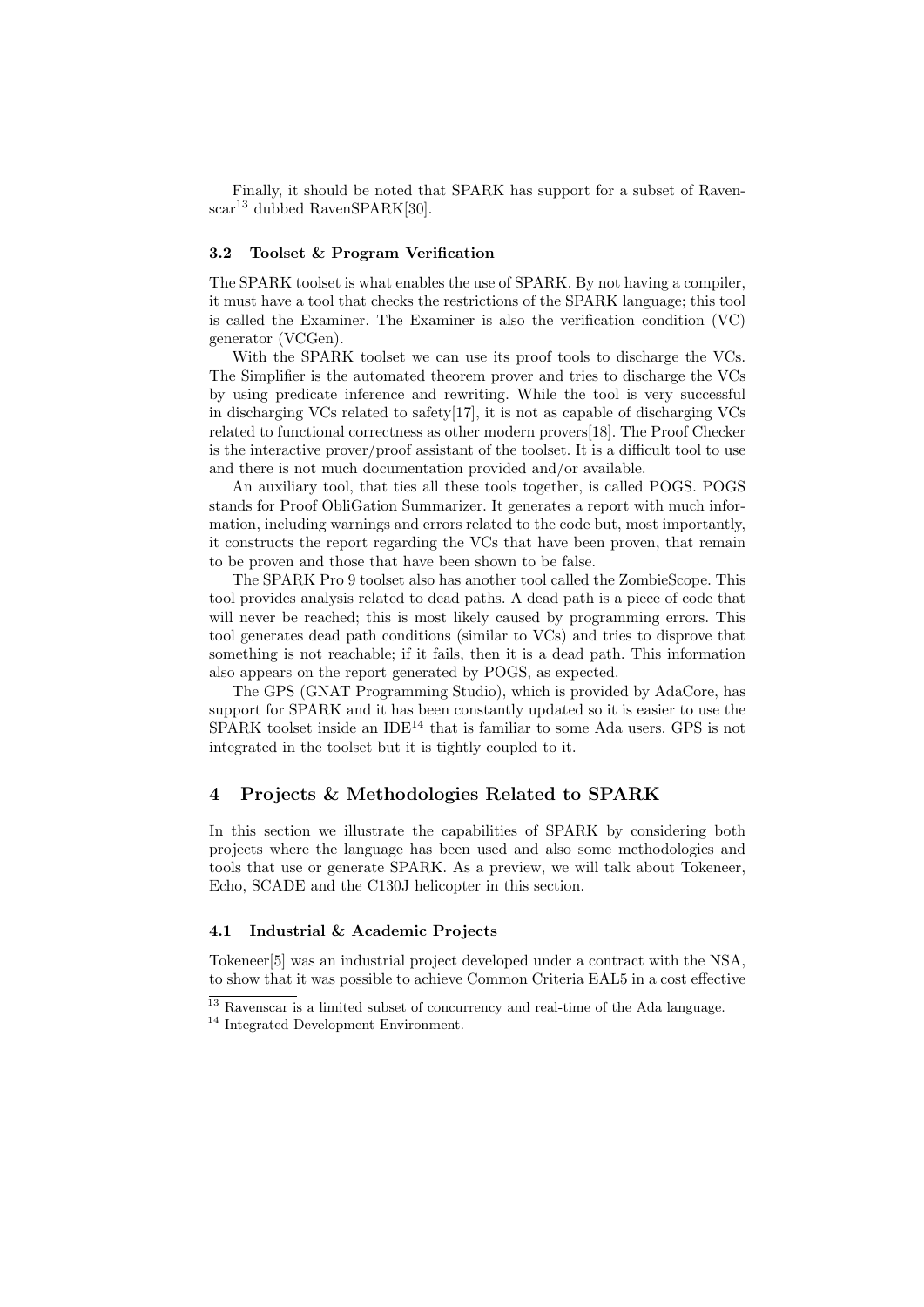Finally, it should be noted that SPARK has support for a subset of Ravenscar[13] dubbed RavenSPARK[30].

### 3.2 Toolset & Program Verification

The SPARK toolset is what enables the use of SPARK. By not having a compiler, it must have a tool that checks the restrictions of the SPARK language; this tool is called the Examiner. The Examiner is also the verification condition (VC) generator (VCGen).

With the SPARK toolset we can use its proof tools to discharge the VCs. The Simplifier is the automated theorem prover and tries to discharge the VCs by using predicate inference and rewriting. While the tool is very successful in discharging VCs related to safety[17], it is not as capable of discharging VCs related to functional correctness as other modern provers[18]. The Proof Checker is the interactive prover/proof assistant of the toolset. It is a difficult tool to use and there is not much documentation provided and/or available.

An auxiliary tool, that ties all these tools together, is called POGS. POGS stands for Proof ObliGation Summarizer. It generates a report with much information, including warnings and errors related to the code but, most importantly, it constructs the report regarding the VCs that have been proven, that remain to be proven and those that have been shown to be false.

The SPARK Pro 9 toolset also has another tool called the ZombieScope. This tool provides analysis related to dead paths. A dead path is a piece of code that will never be reached; this is most likely caused by programming errors. This tool generates dead path conditions (similar to VCs) and tries to disprove that something is not reachable; if it fails, then it is a dead path. This information also appears on the report generated by POGS, as expected.

The GPS (GNAT Programming Studio), which is provided by AdaCore, has support for SPARK and it has been constantly updated so it is easier to use the SPARK toolset inside an IDE[14] that is familiar to some Ada users. GPS is not integrated in the toolset but it is tightly coupled to it.

## 4 Projects & Methodologies Related to SPARK

In this section we illustrate the capabilities of SPARK by considering both projects where the language has been used and also some methodologies and tools that use or generate SPARK. As a preview, we will talk about Tokeneer, Echo, SCADE and the C130J helicopter in this section.

### 4.1 Industrial & Academic Projects

Tokeneer[5] was an industrial project developed under a contract with the NSA, to show that it was possible to achieve Common Criteria EAL5 in a cost effective

[13] Ravenscar is a limited subset of concurrency and real-time of the Ada language.

[14] Integrated Development Environment.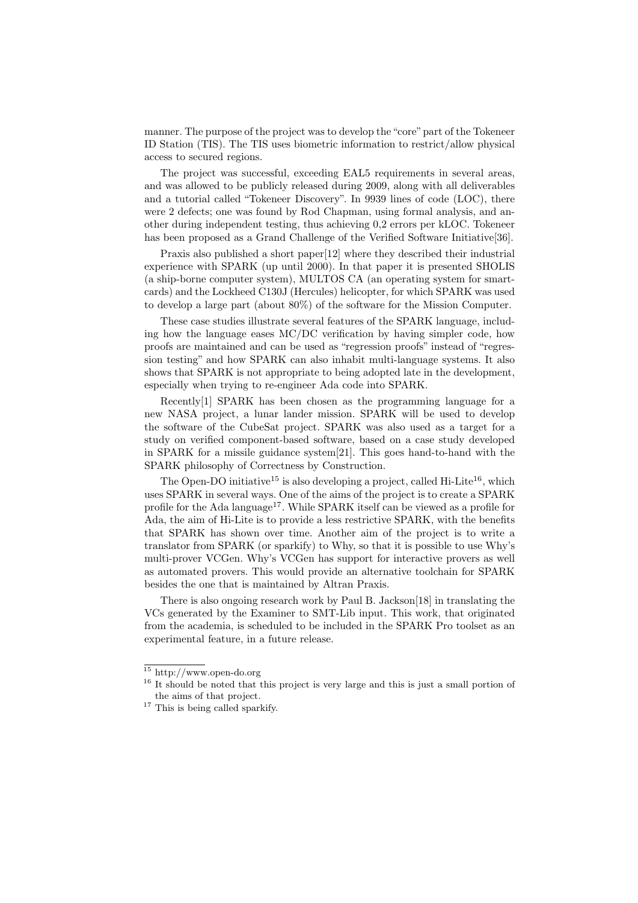manner. The purpose of the project was to develop the "core" part of the Tokeneer ID Station (TIS). The TIS uses biometric information to restrict/allow physical access to secured regions.

The project was successful, exceeding EAL5 requirements in several areas, and was allowed to be publicly released during 2009, along with all deliverables and a tutorial called "Tokeneer Discovery". In 9939 lines of code (LOC), there were 2 defects; one was found by Rod Chapman, using formal analysis, and another during independent testing, thus achieving 0,2 errors per kLOC. Tokeneer has been proposed as a Grand Challenge of the Verified Software Initiative[36].

Praxis also published a short paper[12] where they described their industrial experience with SPARK (up until 2000). In that paper it is presented SHOLIS (a ship-borne computer system), MULTOS CA (an operating system for smartcards) and the Lockheed C130J (Hercules) helicopter, for which SPARK was used to develop a large part (about 80%) of the software for the Mission Computer.

These case studies illustrate several features of the SPARK language, including how the language eases MC/DC verification by having simpler code, how proofs are maintained and can be used as "regression proofs" instead of "regression testing" and how SPARK can also inhabit multi-language systems. It also shows that SPARK is not appropriate to being adopted late in the development, especially when trying to re-engineer Ada code into SPARK.

Recently[1] SPARK has been chosen as the programming language for a new NASA project, a lunar lander mission. SPARK will be used to develop the software of the CubeSat project. SPARK was also used as a target for a study on verified component-based software, based on a case study developed in SPARK for a missile guidance system[21]. This goes hand-to-hand with the SPARK philosophy of Correctness by Construction.

The Open-DO initiative[15] is also developing a project, called Hi-Lite[16], which uses SPARK in several ways. One of the aims of the project is to create a SPARK profile for the Ada language[17]. While SPARK itself can be viewed as a profile for Ada, the aim of Hi-Lite is to provide a less restrictive SPARK, with the benefits that SPARK has shown over time. Another aim of the project is to write a translator from SPARK (or sparkify) to Why, so that it is possible to use Why's multi-prover VCGen. Why's VCGen has support for interactive provers as well as automated provers. This would provide an alternative toolchain for SPARK besides the one that is maintained by Altran Praxis.

There is also ongoing research work by Paul B. Jackson[18] in translating the VCs generated by the Examiner to SMT-Lib input. This work, that originated from the academia, is scheduled to be included in the SPARK Pro toolset as an experimental feature, in a future release.

---

[15] http://www.open-do.org

[16] It should be noted that this project is very large and this is just a small portion of the aims of that project.

[17] This is being called sparkify.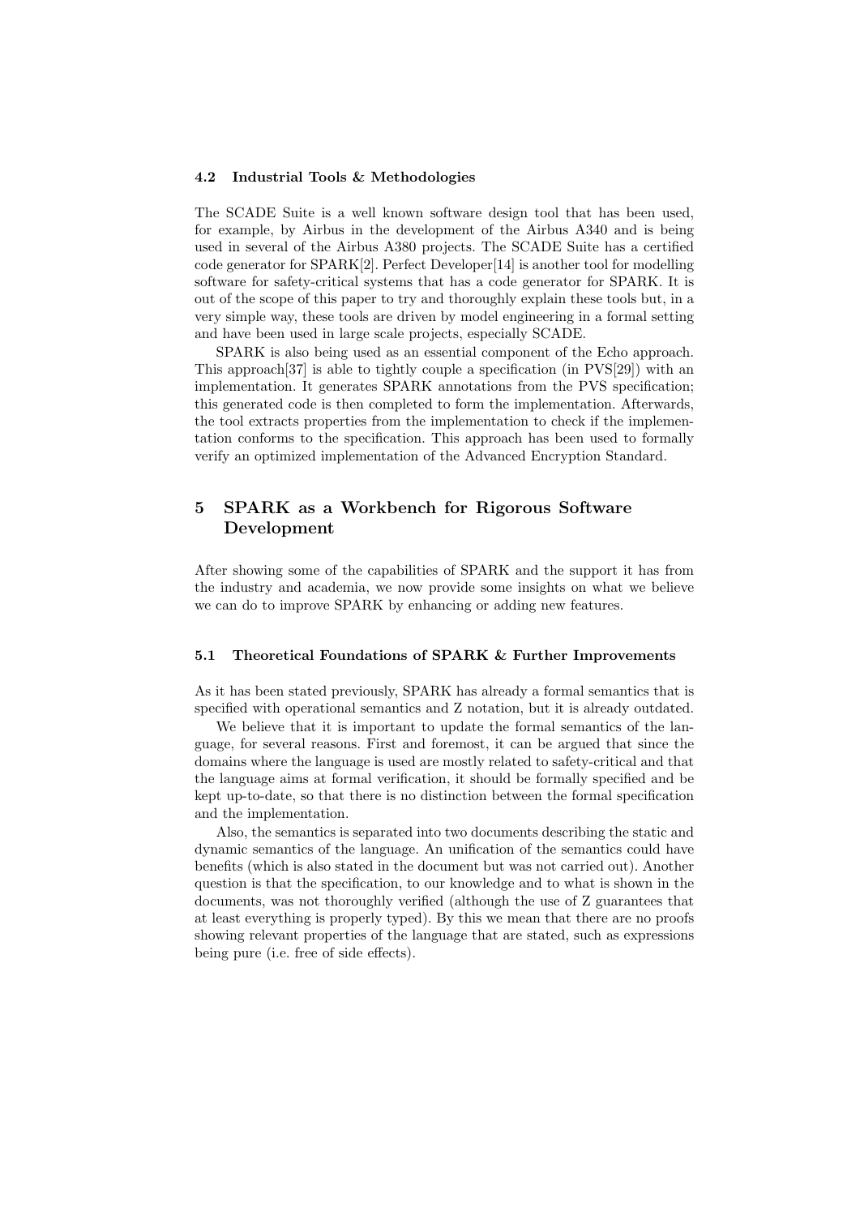### 4.2 Industrial Tools & Methodologies

The SCADE Suite is a well known software design tool that has been used, for example, by Airbus in the development of the Airbus A340 and is being used in several of the Airbus A380 projects. The SCADE Suite has a certified code generator for SPARK[2]. Perfect Developer[14] is another tool for modelling software for safety-critical systems that has a code generator for SPARK. It is out of the scope of this paper to try and thoroughly explain these tools but, in a very simple way, these tools are driven by model engineering in a formal setting and have been used in large scale projects, especially SCADE.

SPARK is also being used as an essential component of the Echo approach. This approach[37] is able to tightly couple a specification (in PVS[29]) with an implementation. It generates SPARK annotations from the PVS specification; this generated code is then completed to form the implementation. Afterwards, the tool extracts properties from the implementation to check if the implementation conforms to the specification. This approach has been used to formally verify an optimized implementation of the Advanced Encryption Standard.

## 5 SPARK as a Workbench for Rigorous Software Development

After showing some of the capabilities of SPARK and the support it has from the industry and academia, we now provide some insights on what we believe we can do to improve SPARK by enhancing or adding new features.

### 5.1 Theoretical Foundations of SPARK & Further Improvements

As it has been stated previously, SPARK has already a formal semantics that is specified with operational semantics and Z notation, but it is already outdated.

We believe that it is important to update the formal semantics of the language, for several reasons. First and foremost, it can be argued that since the domains where the language is used are mostly related to safety-critical and that the language aims at formal verification, it should be formally specified and be kept up-to-date, so that there is no distinction between the formal specification and the implementation.

Also, the semantics is separated into two documents describing the static and dynamic semantics of the language. An unification of the semantics could have benefits (which is also stated in the document but was not carried out). Another question is that the specification, to our knowledge and to what is shown in the documents, was not thoroughly verified (although the use of Z guarantees that at least everything is properly typed). By this we mean that there are no proofs showing relevant properties of the language that are stated, such as expressions being pure (i.e. free of side effects).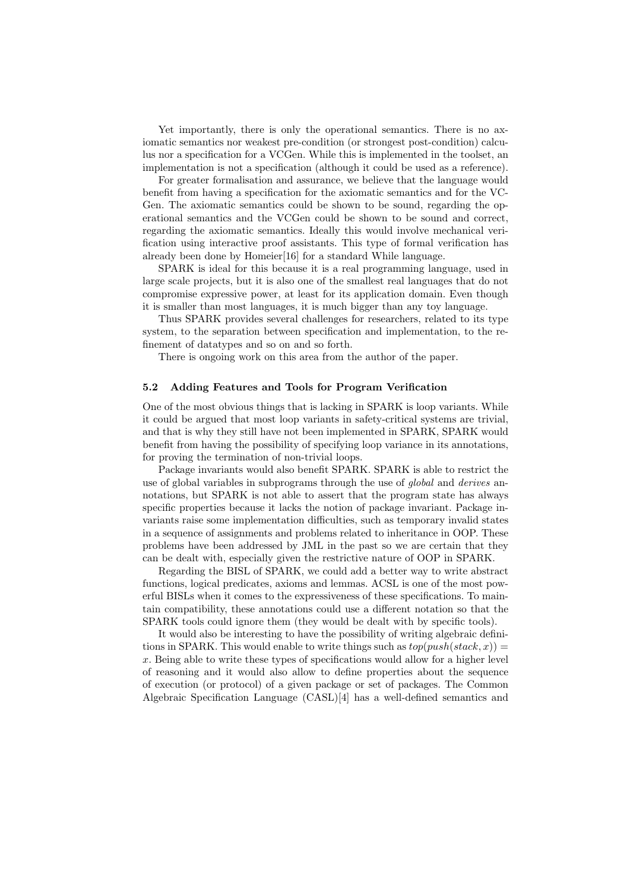Yet importantly, there is only the operational semantics. There is no axiomatic semantics nor weakest pre-condition (or strongest post-condition) calculus nor a specification for a VCGen. While this is implemented in the toolset, an implementation is not a specification (although it could be used as a reference).

For greater formalisation and assurance, we believe that the language would benefit from having a specification for the axiomatic semantics and for the VCGen. The axiomatic semantics could be shown to be sound, regarding the operational semantics and the VCGen could be shown to be sound and correct, regarding the axiomatic semantics. Ideally this would involve mechanical verification using interactive proof assistants. This type of formal verification has already been done by Homeier[16] for a standard While language.

SPARK is ideal for this because it is a real programming language, used in large scale projects, but it is also one of the smallest real languages that do not compromise expressive power, at least for its application domain. Even though it is smaller than most languages, it is much bigger than any toy language.

Thus SPARK provides several challenges for researchers, related to its type system, to the separation between specification and implementation, to the refinement of datatypes and so on and so forth.

There is ongoing work on this area from the author of the paper.

### 5.2 Adding Features and Tools for Program Verification

One of the most obvious things that is lacking in SPARK is loop variants. While it could be argued that most loop variants in safety-critical systems are trivial, and that is why they still have not been implemented in SPARK, SPARK would benefit from having the possibility of specifying loop variance in its annotations, for proving the termination of non-trivial loops.

Package invariants would also benefit SPARK. SPARK is able to restrict the use of global variables in subprograms through the use of *global* and *derives* annotations, but SPARK is not able to assert that the program state has always specific properties because it lacks the notion of package invariant. Package invariants raise some implementation difficulties, such as temporary invalid states in a sequence of assignments and problems related to inheritance in OOP. These problems have been addressed by JML in the past so we are certain that they can be dealt with, especially given the restrictive nature of OOP in SPARK.

Regarding the BISL of SPARK, we could add a better way to write abstract functions, logical predicates, axioms and lemmas. ACSL is one of the most powerful BISLs when it comes to the expressiveness of these specifications. To maintain compatibility, these annotations could use a different notation so that the SPARK tools could ignore them (they would be dealt with by specific tools).

It would also be interesting to have the possibility of writing algebraic definitions in SPARK. This would enable to write things such as $top(push(stack, x)) = x$. Being able to write these types of specifications would allow for a higher level of reasoning and it would also allow to define properties about the sequence of execution (or protocol) of a given package or set of packages. The Common Algebraic Specification Language (CASL)[4] has a well-defined semantics and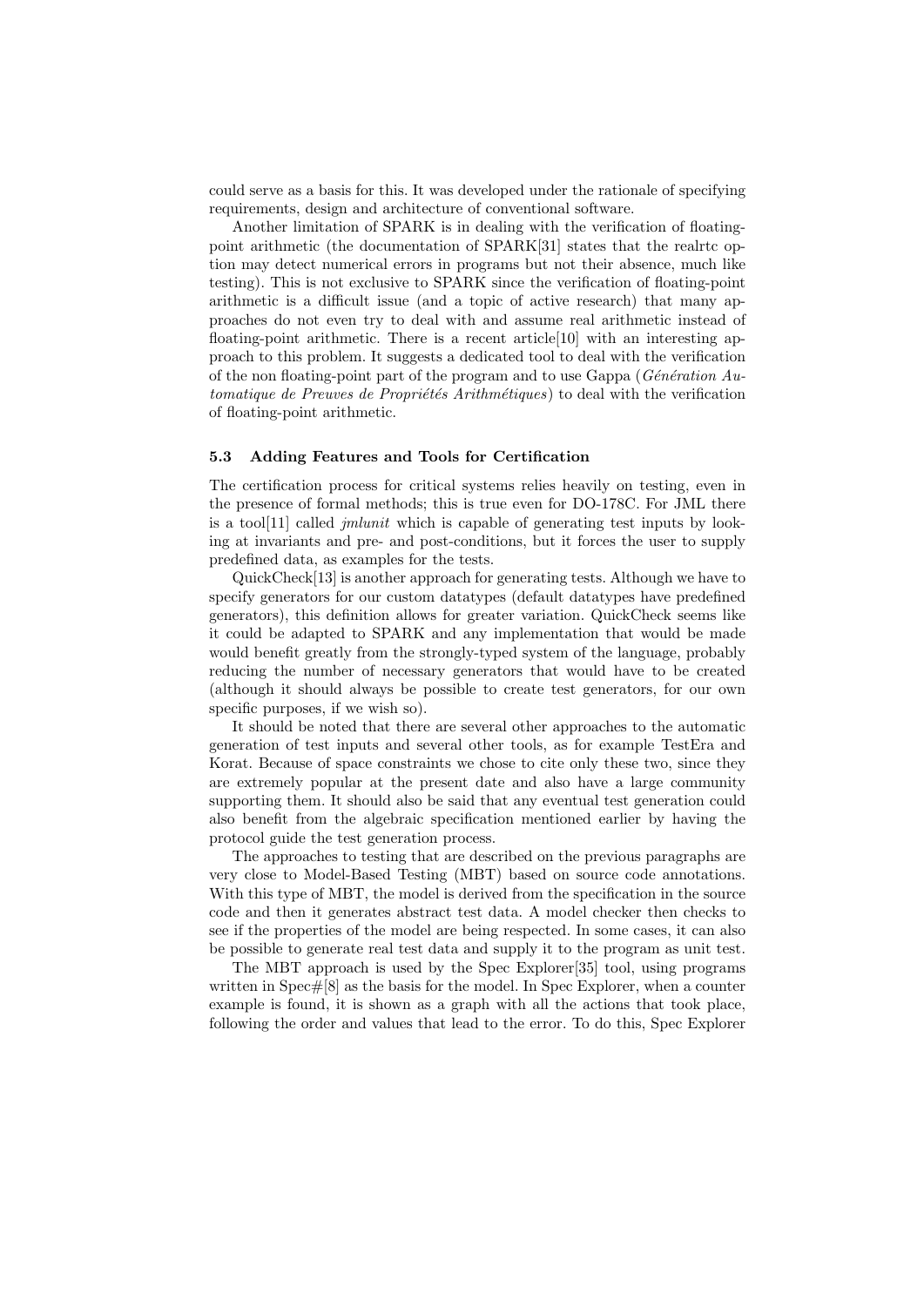could serve as a basis for this. It was developed under the rationale of specifying requirements, design and architecture of conventional software.

Another limitation of SPARK is in dealing with the verification of floating-point arithmetic (the documentation of SPARK[31] states that the realrtc option may detect numerical errors in programs but not their absence, much like testing). This is not exclusive to SPARK since the verification of floating-point arithmetic is a difficult issue (and a topic of active research) that many approaches do not even try to deal with and assume real arithmetic instead of floating-point arithmetic. There is a recent article[10] with an interesting approach to this problem. It suggests a dedicated tool to deal with the verification of the non floating-point part of the program and to use Gappa (*Génération Automatique de Preuves de Propriétés Arithmétiques*) to deal with the verification of floating-point arithmetic.

### 5.3 Adding Features and Tools for Certification

The certification process for critical systems relies heavily on testing, even in the presence of formal methods; this is true even for DO-178C. For JML there is a tool[11] called *jmlunit* which is capable of generating test inputs by looking at invariants and pre- and post-conditions, but it forces the user to supply predefined data, as examples for the tests.

QuickCheck[13] is another approach for generating tests. Although we have to specify generators for our custom datatypes (default datatypes have predefined generators), this definition allows for greater variation. QuickCheck seems like it could be adapted to SPARK and any implementation that would be made would benefit greatly from the strongly-typed system of the language, probably reducing the number of necessary generators that would have to be created (although it should always be possible to create test generators, for our own specific purposes, if we wish so).

It should be noted that there are several other approaches to the automatic generation of test inputs and several other tools, as for example TestEra and Korat. Because of space constraints we chose to cite only these two, since they are extremely popular at the present date and also have a large community supporting them. It should also be said that any eventual test generation could also benefit from the algebraic specification mentioned earlier by having the protocol guide the test generation process.

The approaches to testing that are described on the previous paragraphs are very close to Model-Based Testing (MBT) based on source code annotations. With this type of MBT, the model is derived from the specification in the source code and then it generates abstract test data. A model checker then checks to see if the properties of the model are being respected. In some cases, it can also be possible to generate real test data and supply it to the program as unit test.

The MBT approach is used by the Spec Explorer[35] tool, using programs written in Spec#[8] as the basis for the model. In Spec Explorer, when a counter example is found, it is shown as a graph with all the actions that took place, following the order and values that lead to the error. To do this, Spec Explorer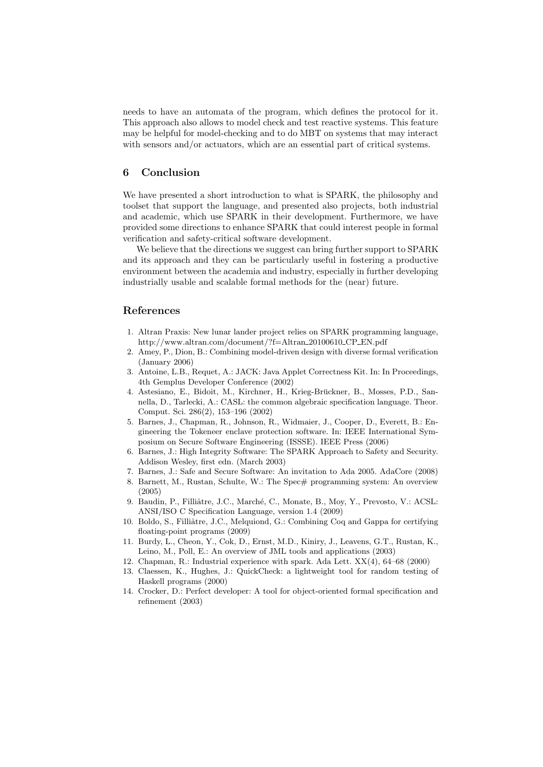needs to have an automata of the program, which defines the protocol for it. This approach also allows to model check and test reactive systems. This feature may be helpful for model-checking and to do MBT on systems that may interact with sensors and/or actuators, which are an essential part of critical systems.

## 6 Conclusion

We have presented a short introduction to what is SPARK, the philosophy and toolset that support the language, and presented also projects, both industrial and academic, which use SPARK in their development. Furthermore, we have provided some directions to enhance SPARK that could interest people in formal verification and safety-critical software development.

We believe that the directions we suggest can bring further support to SPARK and its approach and they can be particularly useful in fostering a productive environment between the academia and industry, especially in further developing industrially usable and scalable formal methods for the (near) future.

## References

1. Altran Praxis: New lunar lander project relies on SPARK programming language, http://www.altran.com/document/?f=Altran_20100610_CP_EN.pdf
2. Amey, P., Dion, B.: Combining model-driven design with diverse formal verification (January 2006)
3. Antoine, L.B., Requet, A.: JACK: Java Applet Correctness Kit. In: In Proceedings, 4th Gemplus Developer Conference (2002)
4. Astesiano, E., Bidoit, M., Kirchner, H., Krieg-Brückner, B., Mosses, P.D., Sannella, D., Tarlecki, A.: CASL: the common algebraic specification language. Theor. Comput. Sci. 286(2), 153–196 (2002)
5. Barnes, J., Chapman, R., Johnson, R., Widmaier, J., Cooper, D., Everett, B.: Engineering the Tokeneer enclave protection software. In: IEEE International Symposium on Secure Software Engineering (ISSSE). IEEE Press (2006)
6. Barnes, J.: High Integrity Software: The SPARK Approach to Safety and Security. Addison Wesley, first edn. (March 2003)
7. Barnes, J.: Safe and Secure Software: An invitation to Ada 2005. AdaCore (2008)
8. Barnett, M., Rustan, Schulte, W.: The Spec# programming system: An overview (2005)
9. Baudin, P., Filliâtre, J.C., Marché, C., Monate, B., Moy, Y., Prevosto, V.: ACSL: ANSI/ISO C Specification Language, version 1.4 (2009)
10. Boldo, S., Filliâtre, J.C., Melquiond, G.: Combining Coq and Gappa for certifying floating-point programs (2009)
11. Burdy, L., Cheon, Y., Cok, D., Ernst, M.D., Kiniry, J., Leavens, G.T., Rustan, K., Leino, M., Poll, E.: An overview of JML tools and applications (2003)
12. Chapman, R.: Industrial experience with spark. Ada Lett. XX(4), 64–68 (2000)
13. Claessen, K., Hughes, J.: QuickCheck: a lightweight tool for random testing of Haskell programs (2000)
14. Crocker, D.: Perfect developer: A tool for object-oriented formal specification and refinement (2003)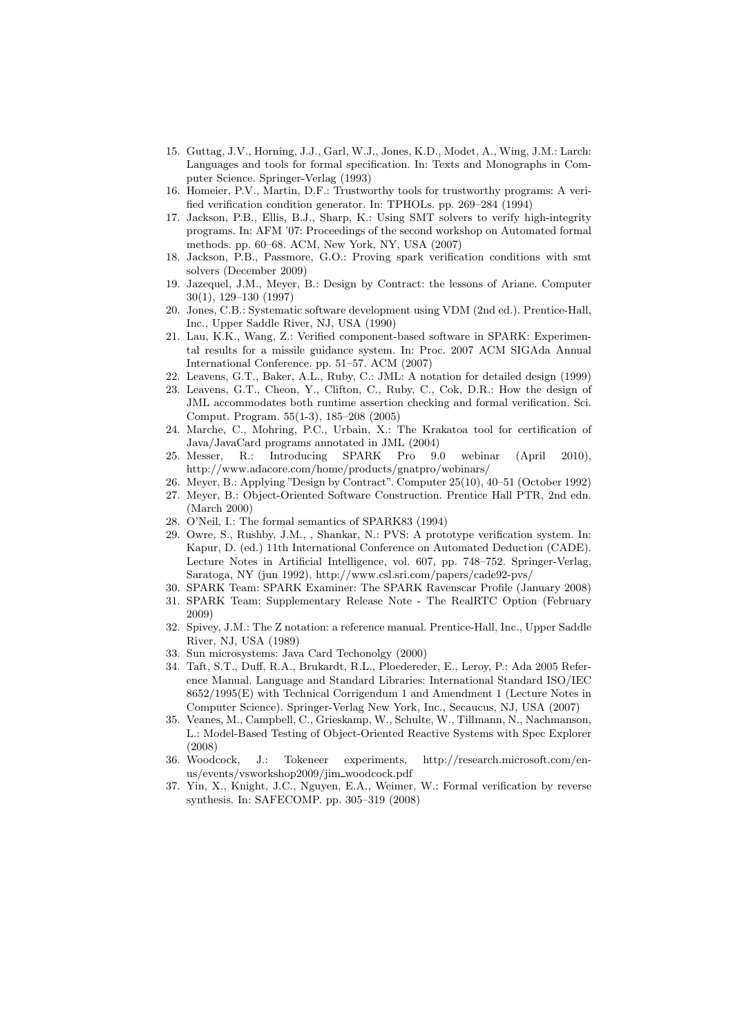15. Guttag, J.V., Horning, J.J., Garl, W.J., Jones, K.D., Modet, A., Wing, J.M.: Larch: Languages and tools for formal specification. In: Texts and Monographs in Computer Science. Springer-Verlag (1993)
16. Homeier, P.V., Martin, D.F.: Trustworthy tools for trustworthy programs: A verified verification condition generator. In: TPHOLs. pp. 269–284 (1994)
17. Jackson, P.B., Ellis, B.J., Sharp, K.: Using SMT solvers to verify high-integrity programs. In: AFM '07: Proceedings of the second workshop on Automated formal methods. pp. 60–68. ACM, New York, NY, USA (2007)
18. Jackson, P.B., Passmore, G.O.: Proving spark verification conditions with smt solvers (December 2009)
19. Jazequel, J.M., Meyer, B.: Design by Contract: the lessons of Ariane. Computer 30(1), 129–130 (1997)
20. Jones, C.B.: Systematic software development using VDM (2nd ed.). Prentice-Hall, Inc., Upper Saddle River, NJ, USA (1990)
21. Lau, K.K., Wang, Z.: Verified component-based software in SPARK: Experimental results for a missile guidance system. In: Proc. 2007 ACM SIGAda Annual International Conference. pp. 51–57. ACM (2007)
22. Leavens, G.T., Baker, A.L., Ruby, C.: JML: A notation for detailed design (1999)
23. Leavens, G.T., Cheon, Y., Clifton, C., Ruby, C., Cok, D.R.: How the design of JML accommodates both runtime assertion checking and formal verification. Sci. Comput. Program. 55(1-3), 185–208 (2005)
24. Marche, C., Mohring, P.C., Urbain, X.: The Krakatoa tool for certification of Java/JavaCard programs annotated in JML (2004)
25. Messer, R.: Introducing SPARK Pro 9.0 webinar (April 2010), http://www.adacore.com/home/products/gnatpro/webinars/
26. Meyer, B.: Applying "Design by Contract". Computer 25(10), 40–51 (October 1992)
27. Meyer, B.: Object-Oriented Software Construction. Prentice Hall PTR, 2nd edn. (March 2000)
28. O'Neil, I.: The formal semantics of SPARK83 (1994)
29. Owre, S., Rushby, J.M., , Shankar, N.: PVS: A prototype verification system. In: Kapur, D. (ed.) 11th International Conference on Automated Deduction (CADE). Lecture Notes in Artificial Intelligence, vol. 607, pp. 748–752. Springer-Verlag, Saratoga, NY (jun 1992), http://www.csl.sri.com/papers/cade92-pvs/
30. SPARK Team: SPARK Examiner: The SPARK Ravenscar Profile (January 2008)
31. SPARK Team: Supplementary Release Note - The RealRTC Option (February 2009)
32. Spivey, J.M.: The Z notation: a reference manual. Prentice-Hall, Inc., Upper Saddle River, NJ, USA (1989)
33. Sun microsystems: Java Card Techonolgy (2000)
34. Taft, S.T., Duff, R.A., Brukardt, R.L., Ploedereder, E., Leroy, P.: Ada 2005 Reference Manual. Language and Standard Libraries: International Standard ISO/IEC 8652/1995(E) with Technical Corrigendum 1 and Amendment 1 (Lecture Notes in Computer Science). Springer-Verlag New York, Inc., Secaucus, NJ, USA (2007)
35. Veanes, M., Campbell, C., Grieskamp, W., Schulte, W., Tillmann, N., Nachmanson, L.: Model-Based Testing of Object-Oriented Reactive Systems with Spec Explorer (2008)
36. Woodcock, J.: Tokeneer experiments, http://research.microsoft.com/en-us/events/vsworkshop2009/jim_woodcock.pdf
37. Yin, X., Knight, J.C., Nguyen, E.A., Weimer, W.: Formal verification by reverse synthesis. In: SAFECOMP. pp. 305–319 (2008)